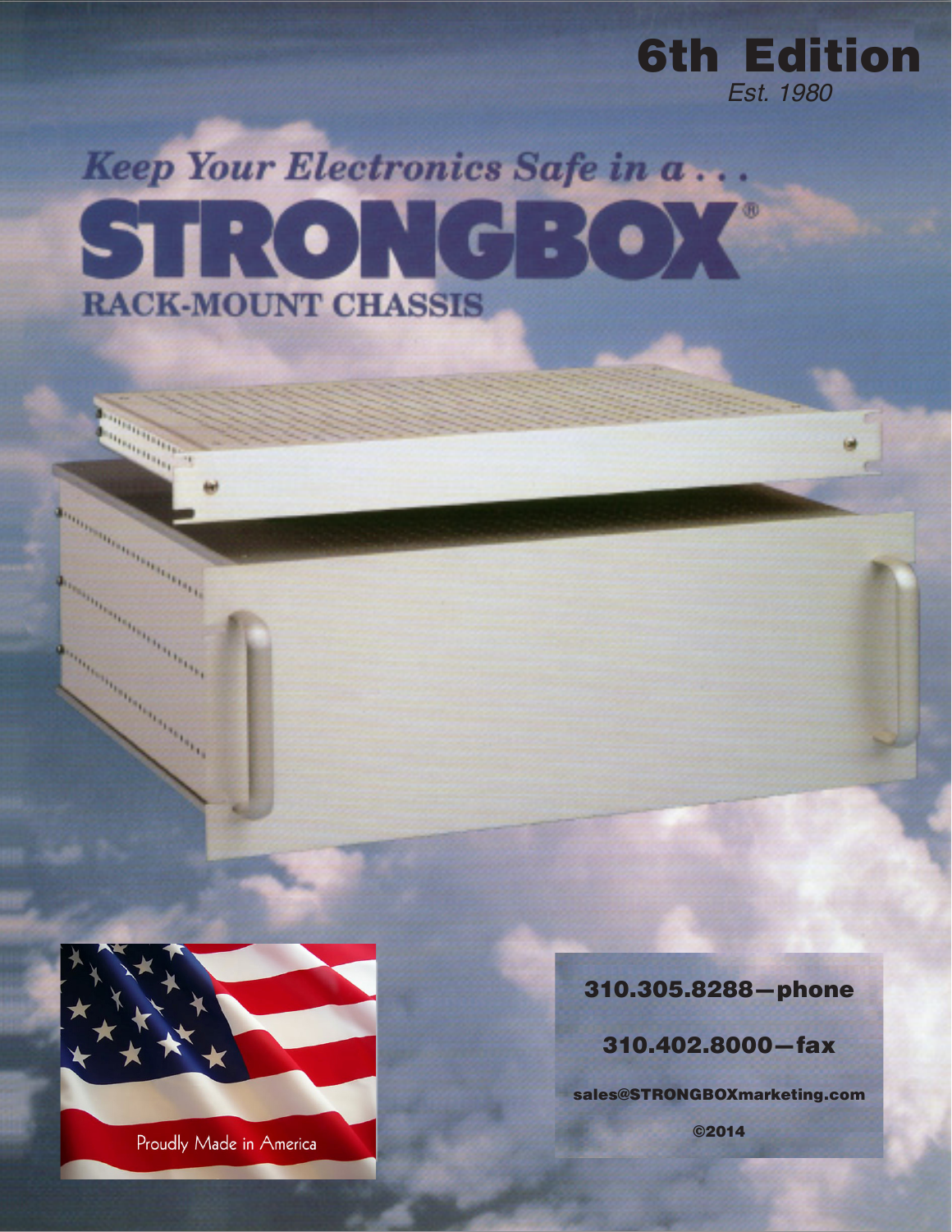# 6th Edition

*Est. 1980*

*Keep Your Electronics Safe in a . . .*

# STRONGBOX®

## RACK-MOUNT CHASSIS

Proudly Made in America

**310.305.8288—phone**

**310.402.8000—fax**

**sales@STRONGBOXmarketing.com**

**©2014**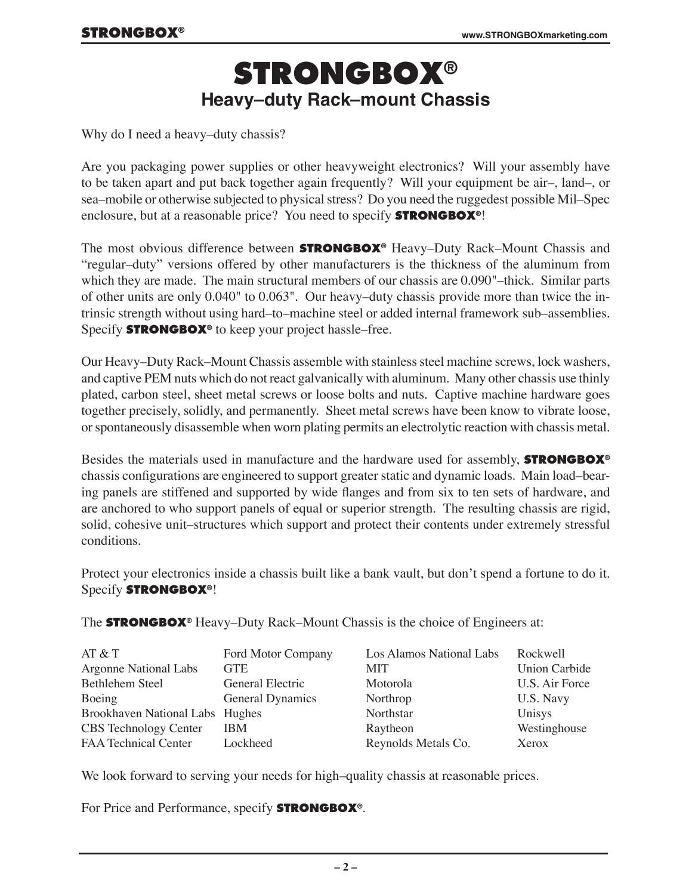# STRONGBOX®

## Heavy–duty Rack–mount Chassis

Why do I need a heavy–duty chassis?

Are you packaging power supplies or other heavyweight electronics? Will your assembly have to be taken apart and put back together again frequently? Will your equipment be air–, land–, or sea–mobile or otherwise subjected to physical stress? Do you need the ruggedest possible Mil–Spec enclosure, but at a reasonable price? You need to specify **STRONGBOX®**!

The most obvious difference between **STRONGBOX®** Heavy–Duty Rack–Mount Chassis and "regular–duty" versions offered by other manufacturers is the thickness of the aluminum from which they are made. The main structural members of our chassis are 0.090"–thick. Similar parts of other units are only 0.040" to 0.063". Our heavy–duty chassis provide more than twice the intrinsic strength without using hard–to–machine steel or added internal framework sub–assemblies. Specify **STRONGBOX®** to keep your project hassle–free.

Our Heavy–Duty Rack–Mount Chassis assemble with stainless steel machine screws, lock washers, and captive PEM nuts which do not react galvanically with aluminum. Many other chassis use thinly plated, carbon steel, sheet metal screws or loose bolts and nuts. Captive machine hardware goes together precisely, solidly, and permanently. Sheet metal screws have been know to vibrate loose, or spontaneously disassemble when worn plating permits an electrolytic reaction with chassis metal.

Besides the materials used in manufacture and the hardware used for assembly, **STRONGBOX®** chassis configurations are engineered to support greater static and dynamic loads. Main load–bearing panels are stiffened and supported by wide flanges and from six to ten sets of hardware, and are anchored to who support panels of equal or superior strength. The resulting chassis are rigid, solid, cohesive unit–structures which support and protect their contents under extremely stressful conditions.

Protect your electronics inside a chassis built like a bank vault, but don't spend a fortune to do it. Specify **STRONGBOX®**!

The **STRONGBOX®** Heavy–Duty Rack–Mount Chassis is the choice of Engineers at:

| | | | |
|---|---|---|---|
| AT & T | Ford Motor Company | Los Alamos National Labs | Rockwell |
| Argonne National Labs | GTE | MIT | Union Carbide |
| Bethlehem Steel | General Electric | Motorola | U.S. Air Force |
| Boeing | General Dynamics | Northrop | U.S. Navy |
| Brookhaven National Labs | Hughes | Northstar | Unisys |
| CBS Technology Center | IBM | Raytheon | Westinghouse |
| FAA Technical Center | Lockheed | Reynolds Metals Co. | Xerox |

We look forward to serving your needs for high–quality chassis at reasonable prices.

For Price and Performance, specify **STRONGBOX®**.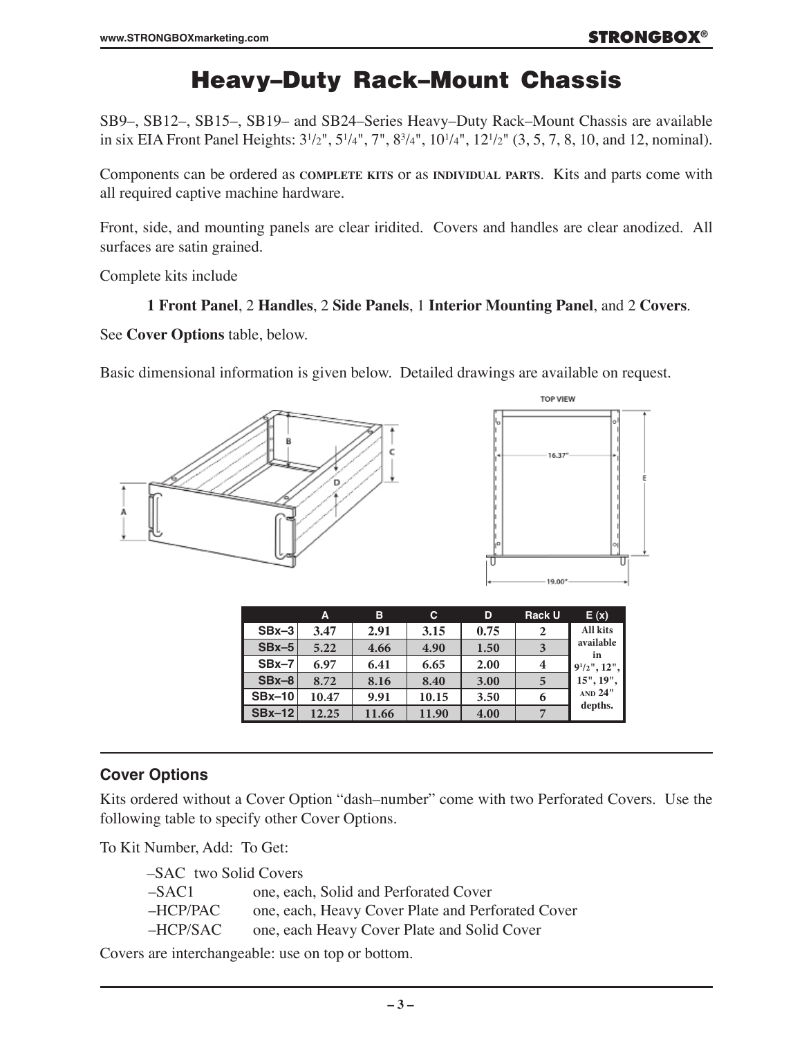# Heavy–Duty Rack–Mount Chassis

SB9–, SB12–, SB15–, SB19– and SB24–Series Heavy–Duty Rack–Mount Chassis are available in six EIA Front Panel Heights: 3 1/2", 5 1/4", 7", 8 3/4", 10 1/4", 12 1/2" (3, 5, 7, 8, 10, and 12, nominal).

Components can be ordered as **COMPLETE KITS** or as **INDIVIDUAL PARTS**. Kits and parts come with all required captive machine hardware.

Front, side, and mounting panels are clear iridited. Covers and handles are clear anodized. All surfaces are satin grained.

Complete kits include

> **1 Front Panel**, 2 **Handles**, 2 **Side Panels**, 1 **Interior Mounting Panel**, and 2 **Covers**.

See **Cover Options** table, below.

Basic dimensional information is given below. Detailed drawings are available on request.

TOP VIEW

16.37"

19.00"

| | A | B | C | D | Rack U | E (x) |
|---|---|---|---|---|---|---|
| SBx–3 | 3.47 | 2.91 | 3.15 | 0.75 | 2 | All kits available in 9 1/2", 12", 15", 19", AND 24" depths. |
| SBx–5 | 5.22 | 4.66 | 4.90 | 1.50 | 3 | |
| SBx–7 | 6.97 | 6.41 | 6.65 | 2.00 | 4 | |
| SBx–8 | 8.72 | 8.16 | 8.40 | 3.00 | 5 | |
| SBx–10 | 10.47 | 9.91 | 10.15 | 3.50 | 6 | |
| SBx–12 | 12.25 | 11.66 | 11.90 | 4.00 | 7 | |

## Cover Options

Kits ordered without a Cover Option "dash–number" come with two Perforated Covers. Use the following table to specify other Cover Options.

To Kit Number, Add: To Get:

| To Kit Number, Add: | To Get: |
|---|---|
| –SAC | two Solid Covers |
| –SAC1 | one, each, Solid and Perforated Cover |
| –HCP/PAC | one, each, Heavy Cover Plate and Perforated Cover |
| –HCP/SAC | one, each Heavy Cover Plate and Solid Cover |

Covers are interchangeable: use on top or bottom.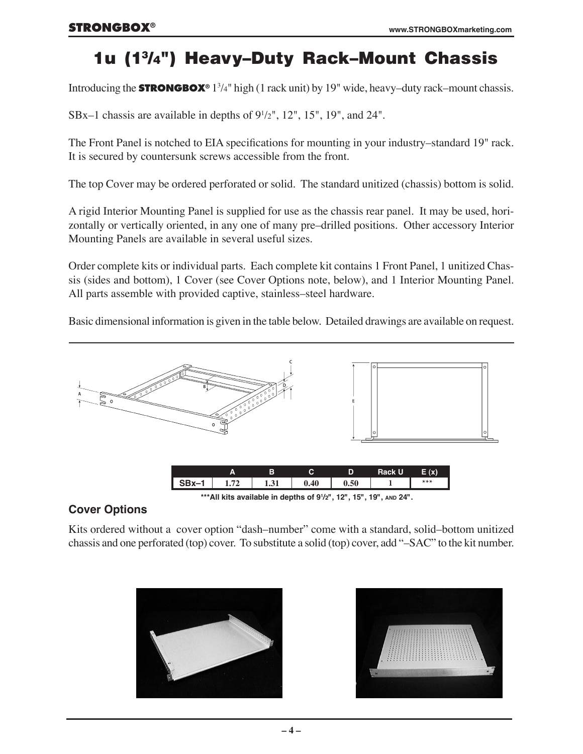# 1u (1¾") Heavy–Duty Rack–Mount Chassis

Introducing the **STRONGBOX®** 1¾" high (1 rack unit) by 19" wide, heavy–duty rack–mount chassis.

SBx–1 chassis are available in depths of 9½", 12", 15", 19", and 24".

The Front Panel is notched to EIA specifications for mounting in your industry–standard 19" rack. It is secured by countersunk screws accessible from the front.

The top Cover may be ordered perforated or solid. The standard unitized (chassis) bottom is solid.

A rigid Interior Mounting Panel is supplied for use as the chassis rear panel. It may be used, horizontally or vertically oriented, in any one of many pre–drilled positions. Other accessory Interior Mounting Panels are available in several useful sizes.

Order complete kits or individual parts. Each complete kit contains 1 Front Panel, 1 unitized Chassis (sides and bottom), 1 Cover (see Cover Options note, below), and 1 Interior Mounting Panel. All parts assemble with provided captive, stainless–steel hardware.

Basic dimensional information is given in the table below. Detailed drawings are available on request.

| | A | B | C | D | Rack U | E (x) |
|---|---|---|---|---|---|---|
| SBx–1 | 1.72 | 1.31 | 0.40 | 0.50 | 1 | *** |

***All kits available in depths of 9½", 12", 15", 19", and 24".

### Cover Options

Kits ordered without a cover option "dash–number" come with a standard, solid–bottom unitized chassis and one perforated (top) cover. To substitute a solid (top) cover, add "–SAC" to the kit number.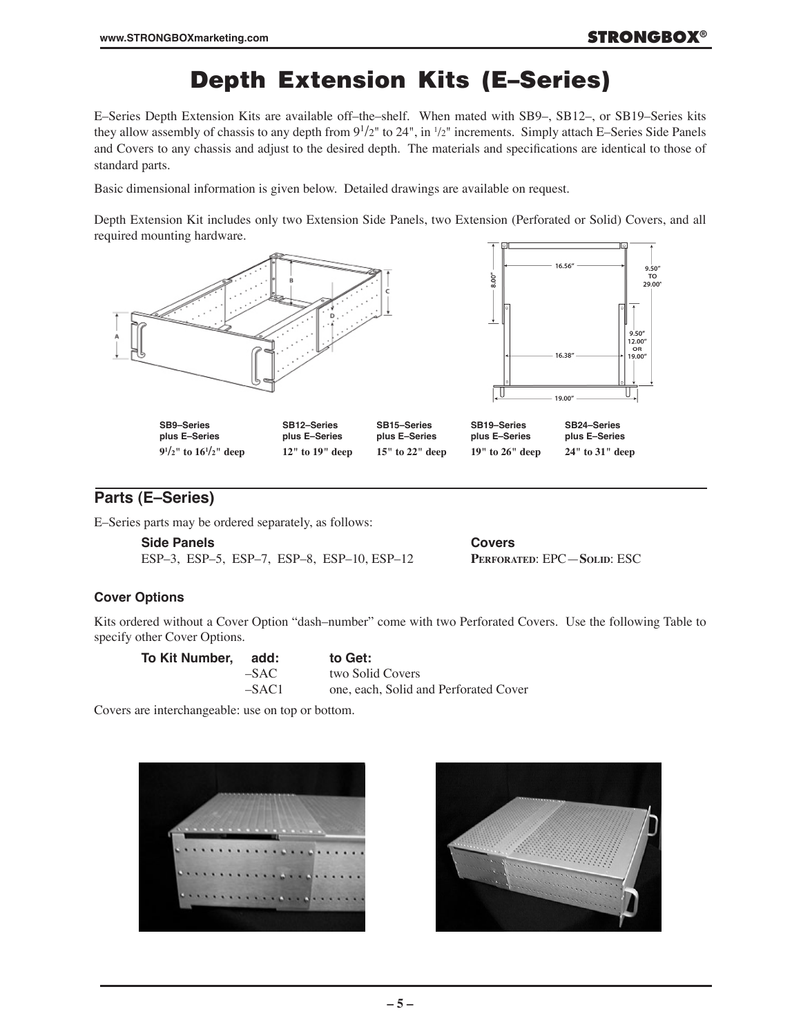# Depth Extension Kits (E–Series)

E–Series Depth Extension Kits are available off–the–shelf. When mated with SB9–, SB12–, or SB19–Series kits they allow assembly of chassis to any depth from 9 1/2" to 24", in 1/2" increments. Simply attach E–Series Side Panels and Covers to any chassis and adjust to the desired depth. The materials and specifications are identical to those of standard parts.

Basic dimensional information is given below. Detailed drawings are available on request.

Depth Extension Kit includes only two Extension Side Panels, two Extension (Perforated or Solid) Covers, and all required mounting hardware.

| SB9–Series plus E–Series | SB12–Series plus E–Series | SB15–Series plus E–Series | SB19–Series plus E–Series | SB24–Series plus E–Series |
|---|---|---|---|---|
| 9 1/2" to 16 1/2" deep | 12" to 19" deep | 15" to 22" deep | 19" to 26" deep | 24" to 31" deep |

## Parts (E–Series)

E–Series parts may be ordered separately, as follows:

**Side Panels**
ESP–3, ESP–5, ESP–7, ESP–8, ESP–10, ESP–12

**Covers**
PERFORATED: EPC—SOLID: ESC

### Cover Options

Kits ordered without a Cover Option "dash–number" come with two Perforated Covers. Use the following Table to specify other Cover Options.

| To Kit Number, add: | to Get: |
|---|---|
| –SAC | two Solid Covers |
| –SAC1 | one, each, Solid and Perforated Cover |

Covers are interchangeable: use on top or bottom.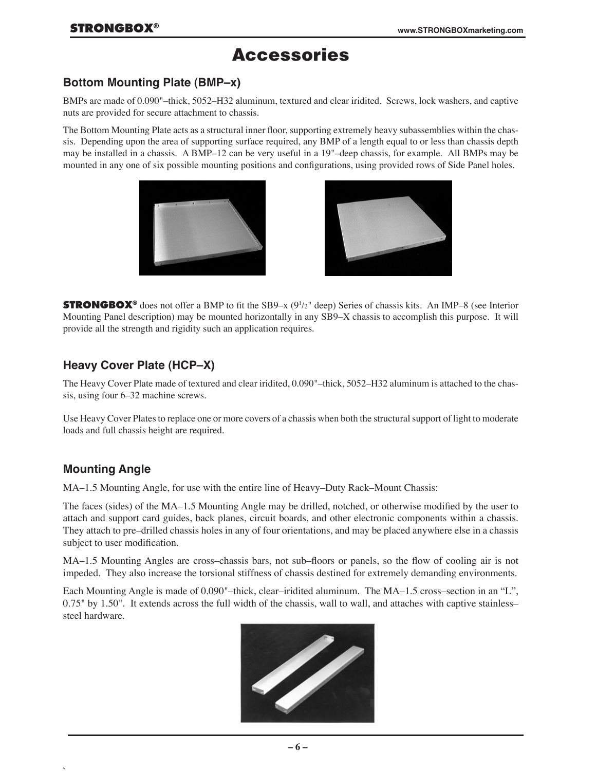# Accessories

## Bottom Mounting Plate (BMP–x)

BMPs are made of 0.090"–thick, 5052–H32 aluminum, textured and clear iridited. Screws, lock washers, and captive nuts are provided for secure attachment to chassis.

The Bottom Mounting Plate acts as a structural inner floor, supporting extremely heavy subassemblies within the chassis. Depending upon the area of supporting surface required, any BMP of a length equal to or less than chassis depth may be installed in a chassis. A BMP–12 can be very useful in a 19"–deep chassis, for example. All BMPs may be mounted in any one of six possible mounting positions and configurations, using provided rows of Side Panel holes.

**STRONGBOX®** does not offer a BMP to fit the SB9–x (9 1/2" deep) Series of chassis kits. An IMP–8 (see Interior Mounting Panel description) may be mounted horizontally in any SB9–X chassis to accomplish this purpose. It will provide all the strength and rigidity such an application requires.

## Heavy Cover Plate (HCP–X)

The Heavy Cover Plate made of textured and clear iridited, 0.090"–thick, 5052–H32 aluminum is attached to the chassis, using four 6–32 machine screws.

Use Heavy Cover Plates to replace one or more covers of a chassis when both the structural support of light to moderate loads and full chassis height are required.

## Mounting Angle

MA–1.5 Mounting Angle, for use with the entire line of Heavy–Duty Rack–Mount Chassis:

The faces (sides) of the MA–1.5 Mounting Angle may be drilled, notched, or otherwise modified by the user to attach and support card guides, back planes, circuit boards, and other electronic components within a chassis. They attach to pre–drilled chassis holes in any of four orientations, and may be placed anywhere else in a chassis subject to user modification.

MA–1.5 Mounting Angles are cross–chassis bars, not sub–floors or panels, so the flow of cooling air is not impeded. They also increase the torsional stiffness of chassis destined for extremely demanding environments.

Each Mounting Angle is made of 0.090"–thick, clear–iridited aluminum. The MA–1.5 cross–section in an "L", 0.75" by 1.50". It extends across the full width of the chassis, wall to wall, and attaches with captive stainless–steel hardware.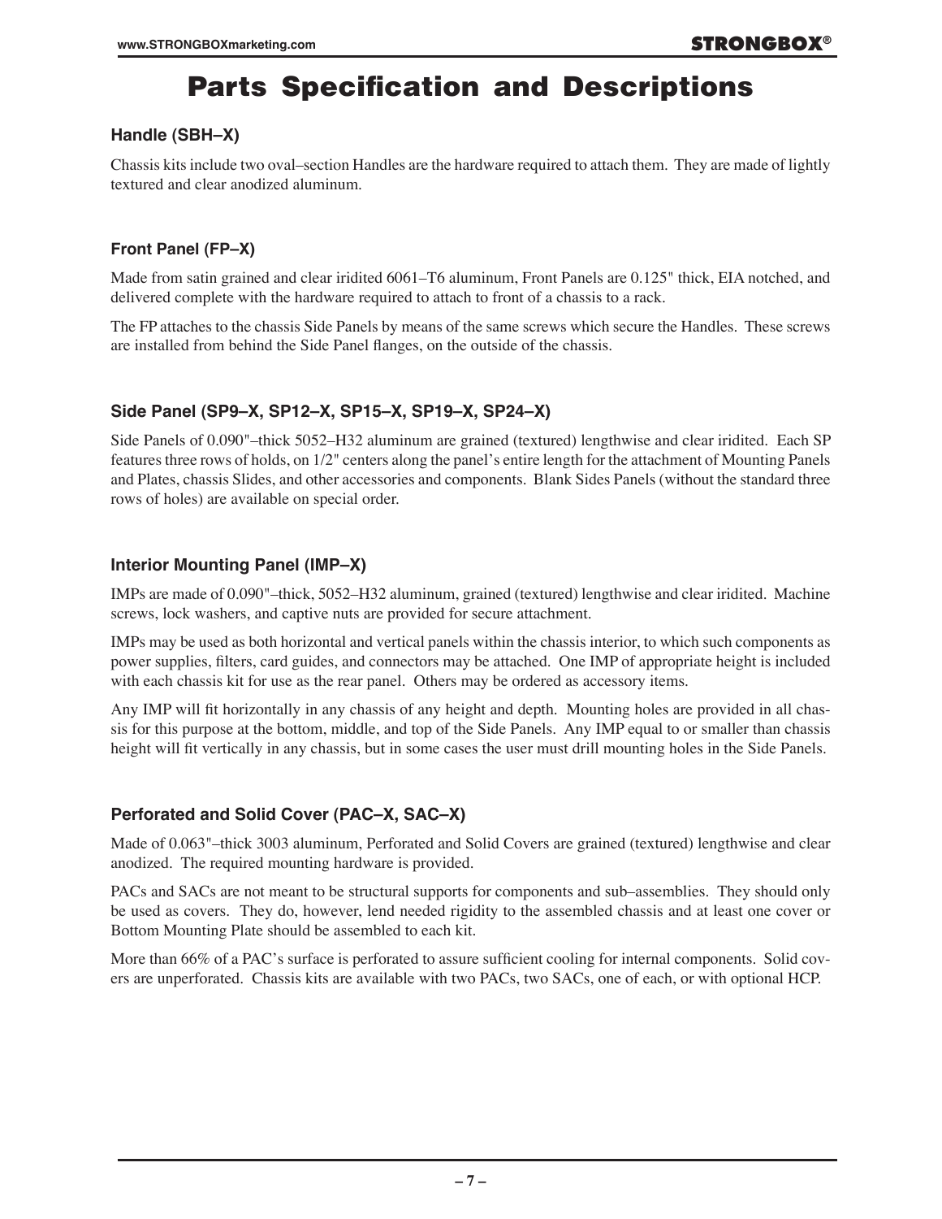# Parts Specification and Descriptions

### Handle (SBH–X)

Chassis kits include two oval–section Handles are the hardware required to attach them. They are made of lightly textured and clear anodized aluminum.

### Front Panel (FP–X)

Made from satin grained and clear iridited 6061–T6 aluminum, Front Panels are 0.125" thick, EIA notched, and delivered complete with the hardware required to attach to front of a chassis to a rack.

The FP attaches to the chassis Side Panels by means of the same screws which secure the Handles. These screws are installed from behind the Side Panel flanges, on the outside of the chassis.

### Side Panel (SP9–X, SP12–X, SP15–X, SP19–X, SP24–X)

Side Panels of 0.090"–thick 5052–H32 aluminum are grained (textured) lengthwise and clear iridited. Each SP features three rows of holds, on 1/2" centers along the panel's entire length for the attachment of Mounting Panels and Plates, chassis Slides, and other accessories and components. Blank Sides Panels (without the standard three rows of holes) are available on special order.

### Interior Mounting Panel (IMP–X)

IMPs are made of 0.090"–thick, 5052–H32 aluminum, grained (textured) lengthwise and clear iridited. Machine screws, lock washers, and captive nuts are provided for secure attachment.

IMPs may be used as both horizontal and vertical panels within the chassis interior, to which such components as power supplies, filters, card guides, and connectors may be attached. One IMP of appropriate height is included with each chassis kit for use as the rear panel. Others may be ordered as accessory items.

Any IMP will fit horizontally in any chassis of any height and depth. Mounting holes are provided in all chassis for this purpose at the bottom, middle, and top of the Side Panels. Any IMP equal to or smaller than chassis height will fit vertically in any chassis, but in some cases the user must drill mounting holes in the Side Panels.

### Perforated and Solid Cover (PAC–X, SAC–X)

Made of 0.063"–thick 3003 aluminum, Perforated and Solid Covers are grained (textured) lengthwise and clear anodized. The required mounting hardware is provided.

PACs and SACs are not meant to be structural supports for components and sub–assemblies. They should only be used as covers. They do, however, lend needed rigidity to the assembled chassis and at least one cover or Bottom Mounting Plate should be assembled to each kit.

More than 66% of a PAC's surface is perforated to assure sufficient cooling for internal components. Solid covers are unperforated. Chassis kits are available with two PACs, two SACs, one of each, or with optional HCP.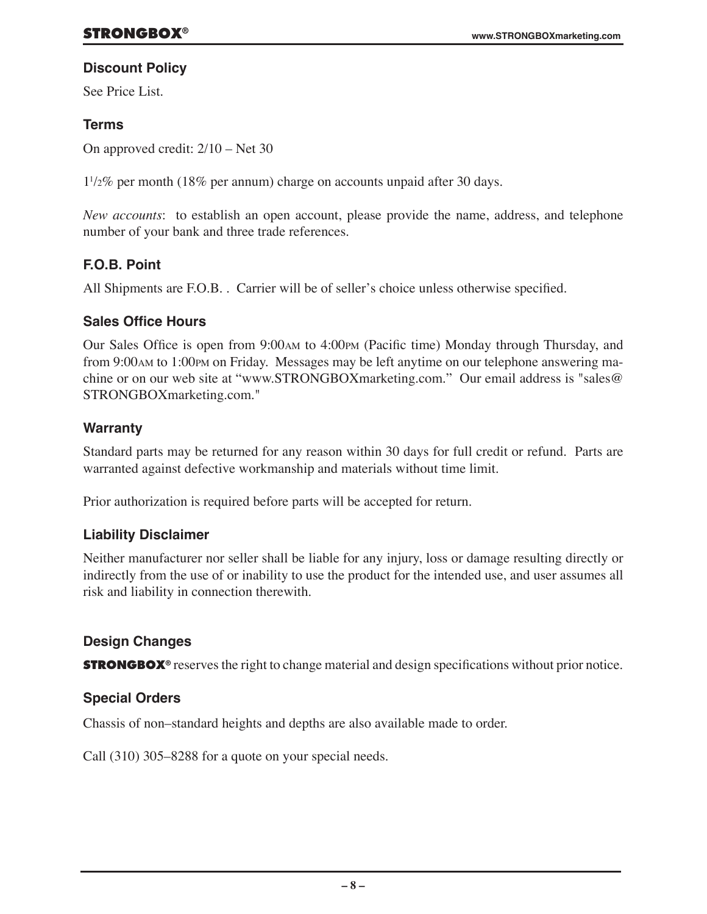## Discount Policy

See Price List.

## Terms

On approved credit: 2/10 – Net 30

1½% per month (18% per annum) charge on accounts unpaid after 30 days.

*New accounts*: to establish an open account, please provide the name, address, and telephone number of your bank and three trade references.

## F.O.B. Point

All Shipments are F.O.B. . Carrier will be of seller's choice unless otherwise specified.

## Sales Office Hours

Our Sales Office is open from 9:00AM to 4:00PM (Pacific time) Monday through Thursday, and from 9:00AM to 1:00PM on Friday. Messages may be left anytime on our telephone answering machine or on our web site at "www.STRONGBOXmarketing.com." Our email address is "sales@STRONGBOXmarketing.com."

## Warranty

Standard parts may be returned for any reason within 30 days for full credit or refund. Parts are warranted against defective workmanship and materials without time limit.

Prior authorization is required before parts will be accepted for return.

## Liability Disclaimer

Neither manufacturer nor seller shall be liable for any injury, loss or damage resulting directly or indirectly from the use of or inability to use the product for the intended use, and user assumes all risk and liability in connection therewith.

## Design Changes

**STRONGBOX®** reserves the right to change material and design specifications without prior notice.

## Special Orders

Chassis of non–standard heights and depths are also available made to order.

Call (310) 305–8288 for a quote on your special needs.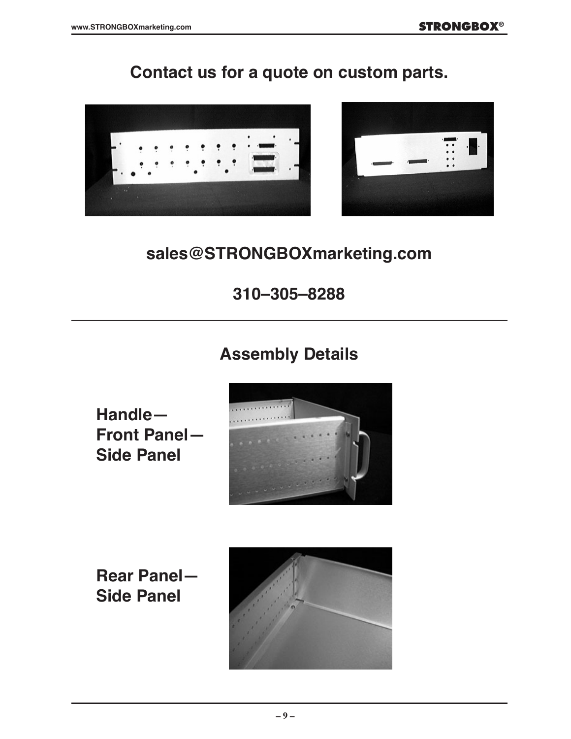## Contact us for a quote on custom parts.

**sales@STRONGBOXmarketing.com**

**310–305–8288**

---

## Assembly Details

**Handle—
Front Panel—
Side Panel**

**Rear Panel—
Side Panel**